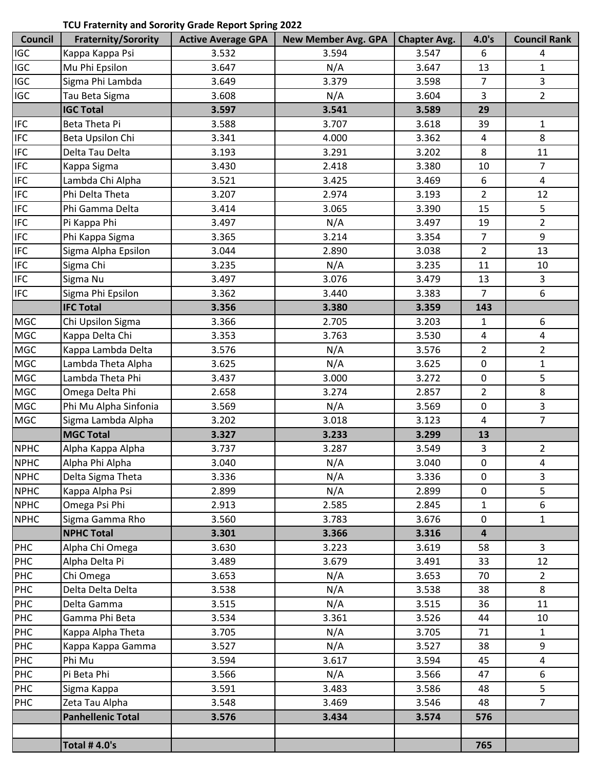**TCU Fraternity and Sorority Grade Report Spring 2022**

| Council | Fraternity/Sorority | Active Average GPA | New Member Avg. GPA | Chapter Avg. | 4.0's | Council Rank |
|---|---|---|---|---|---|---|
| IGC | Kappa Kappa Psi | 3.532 | 3.594 | 3.547 | 6 | 4 |
| IGC | Mu Phi Epsilon | 3.647 | N/A | 3.647 | 13 | 1 |
| IGC | Sigma Phi Lambda | 3.649 | 3.379 | 3.598 | 7 | 3 |
| IGC | Tau Beta Sigma | 3.608 | N/A | 3.604 | 3 | 2 |
| | **IGC Total** | **3.597** | **3.541** | **3.589** | **29** | |
| IFC | Beta Theta Pi | 3.588 | 3.707 | 3.618 | 39 | 1 |
| IFC | Beta Upsilon Chi | 3.341 | 4.000 | 3.362 | 4 | 8 |
| IFC | Delta Tau Delta | 3.193 | 3.291 | 3.202 | 8 | 11 |
| IFC | Kappa Sigma | 3.430 | 2.418 | 3.380 | 10 | 7 |
| IFC | Lambda Chi Alpha | 3.521 | 3.425 | 3.469 | 6 | 4 |
| IFC | Phi Delta Theta | 3.207 | 2.974 | 3.193 | 2 | 12 |
| IFC | Phi Gamma Delta | 3.414 | 3.065 | 3.390 | 15 | 5 |
| IFC | Pi Kappa Phi | 3.497 | N/A | 3.497 | 19 | 2 |
| IFC | Phi Kappa Sigma | 3.365 | 3.214 | 3.354 | 7 | 9 |
| IFC | Sigma Alpha Epsilon | 3.044 | 2.890 | 3.038 | 2 | 13 |
| IFC | Sigma Chi | 3.235 | N/A | 3.235 | 11 | 10 |
| IFC | Sigma Nu | 3.497 | 3.076 | 3.479 | 13 | 3 |
| IFC | Sigma Phi Epsilon | 3.362 | 3.440 | 3.383 | 7 | 6 |
| | **IFC Total** | **3.356** | **3.380** | **3.359** | **143** | |
| MGC | Chi Upsilon Sigma | 3.366 | 2.705 | 3.203 | 1 | 6 |
| MGC | Kappa Delta Chi | 3.353 | 3.763 | 3.530 | 4 | 4 |
| MGC | Kappa Lambda Delta | 3.576 | N/A | 3.576 | 2 | 2 |
| MGC | Lambda Theta Alpha | 3.625 | N/A | 3.625 | 0 | 1 |
| MGC | Lambda Theta Phi | 3.437 | 3.000 | 3.272 | 0 | 5 |
| MGC | Omega Delta Phi | 2.658 | 3.274 | 2.857 | 2 | 8 |
| MGC | Phi Mu Alpha Sinfonia | 3.569 | N/A | 3.569 | 0 | 3 |
| MGC | Sigma Lambda Alpha | 3.202 | 3.018 | 3.123 | 4 | 7 |
| | **MGC Total** | **3.327** | **3.233** | **3.299** | **13** | |
| NPHC | Alpha Kappa Alpha | 3.737 | 3.287 | 3.549 | 3 | 2 |
| NPHC | Alpha Phi Alpha | 3.040 | N/A | 3.040 | 0 | 4 |
| NPHC | Delta Sigma Theta | 3.336 | N/A | 3.336 | 0 | 3 |
| NPHC | Kappa Alpha Psi | 2.899 | N/A | 2.899 | 0 | 5 |
| NPHC | Omega Psi Phi | 2.913 | 2.585 | 2.845 | 1 | 6 |
| NPHC | Sigma Gamma Rho | 3.560 | 3.783 | 3.676 | 0 | 1 |
| | **NPHC Total** | **3.301** | **3.366** | **3.316** | **4** | |
| PHC | Alpha Chi Omega | 3.630 | 3.223 | 3.619 | 58 | 3 |
| PHC | Alpha Delta Pi | 3.489 | 3.679 | 3.491 | 33 | 12 |
| PHC | Chi Omega | 3.653 | N/A | 3.653 | 70 | 2 |
| PHC | Delta Delta Delta | 3.538 | N/A | 3.538 | 38 | 8 |
| PHC | Delta Gamma | 3.515 | N/A | 3.515 | 36 | 11 |
| PHC | Gamma Phi Beta | 3.534 | 3.361 | 3.526 | 44 | 10 |
| PHC | Kappa Alpha Theta | 3.705 | N/A | 3.705 | 71 | 1 |
| PHC | Kappa Kappa Gamma | 3.527 | N/A | 3.527 | 38 | 9 |
| PHC | Phi Mu | 3.594 | 3.617 | 3.594 | 45 | 4 |
| PHC | Pi Beta Phi | 3.566 | N/A | 3.566 | 47 | 6 |
| PHC | Sigma Kappa | 3.591 | 3.483 | 3.586 | 48 | 5 |
| PHC | Zeta Tau Alpha | 3.548 | 3.469 | 3.546 | 48 | 7 |
| | **Panhellenic Total** | **3.576** | **3.434** | **3.574** | **576** | |
| | | | | | | |
| | **Total # 4.0's** | | | | **765** | |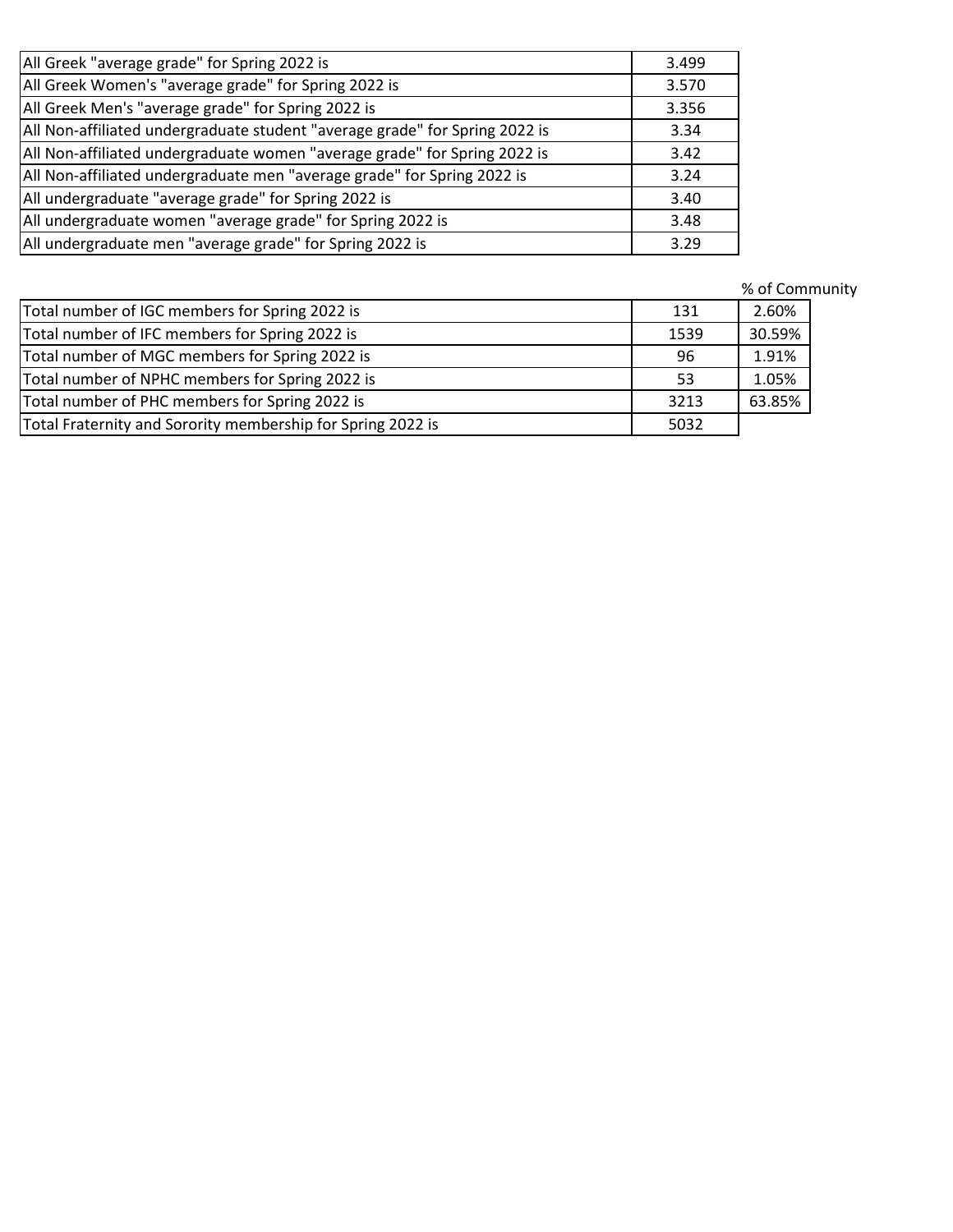| | |
|---|---|
| All Greek "average grade" for Spring 2022 is | 3.499 |
| All Greek Women's "average grade" for Spring 2022 is | 3.570 |
| All Greek Men's "average grade" for Spring 2022 is | 3.356 |
| All Non-affiliated undergraduate student "average grade" for Spring 2022 is | 3.34 |
| All Non-affiliated undergraduate women "average grade" for Spring 2022 is | 3.42 |
| All Non-affiliated undergraduate men "average grade" for Spring 2022 is | 3.24 |
| All undergraduate "average grade" for Spring 2022 is | 3.40 |
| All undergraduate women "average grade" for Spring 2022 is | 3.48 |
| All undergraduate men "average grade" for Spring 2022 is | 3.29 |

| | | % of Community |
|---|---|---|
| Total number of IGC members for Spring 2022 is | 131 | 2.60% |
| Total number of IFC members for Spring 2022 is | 1539 | 30.59% |
| Total number of MGC members for Spring 2022 is | 96 | 1.91% |
| Total number of NPHC members for Spring 2022 is | 53 | 1.05% |
| Total number of PHC members for Spring 2022 is | 3213 | 63.85% |
| Total Fraternity and Sorority membership for Spring 2022 is | 5032 | |